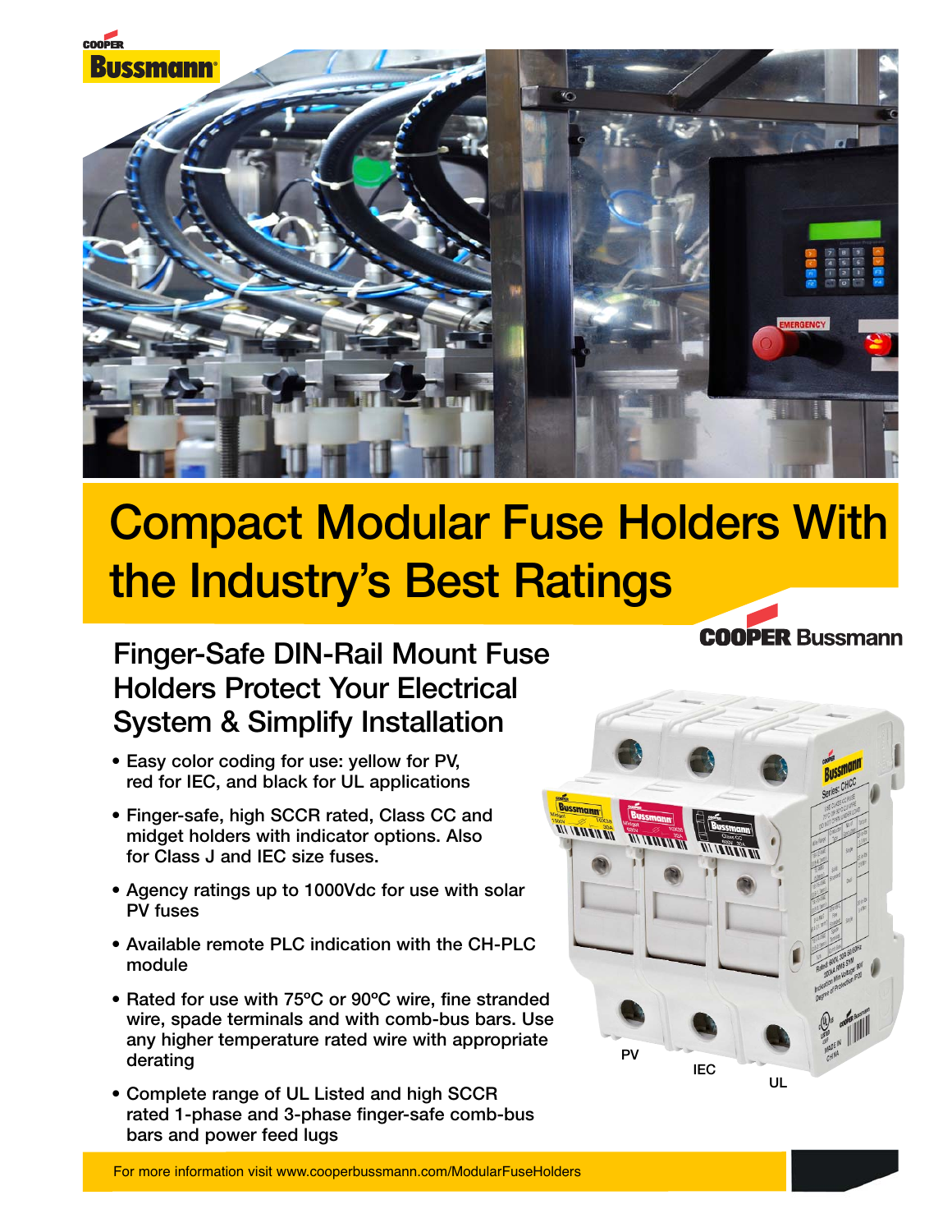# Compact Modular Fuse Holders With the Industry's Best Ratings

## Finger-Safe DIN-Rail Mount Fuse Holders Protect Your Electrical System & Simplify Installation

- Easy color coding for use: yellow for PV, red for IEC, and black for UL applications
- Finger-safe, high SCCR rated, Class CC and midget holders with indicator options. Also for Class J and IEC size fuses.
- Agency ratings up to 1000Vdc for use with solar PV fuses
- Available remote PLC indication with the CH-PLC module
- Rated for use with 75ºC or 90ºC wire, fine stranded wire, spade terminals and with comb-bus bars. Use any higher temperature rated wire with appropriate derating
- Complete range of UL Listed and high SCCR rated 1-phase and 3-phase finger-safe comb-bus bars and power feed lugs

PV IEC UL

For more information visit www.cooperbussmann.com/ModularFuseHolders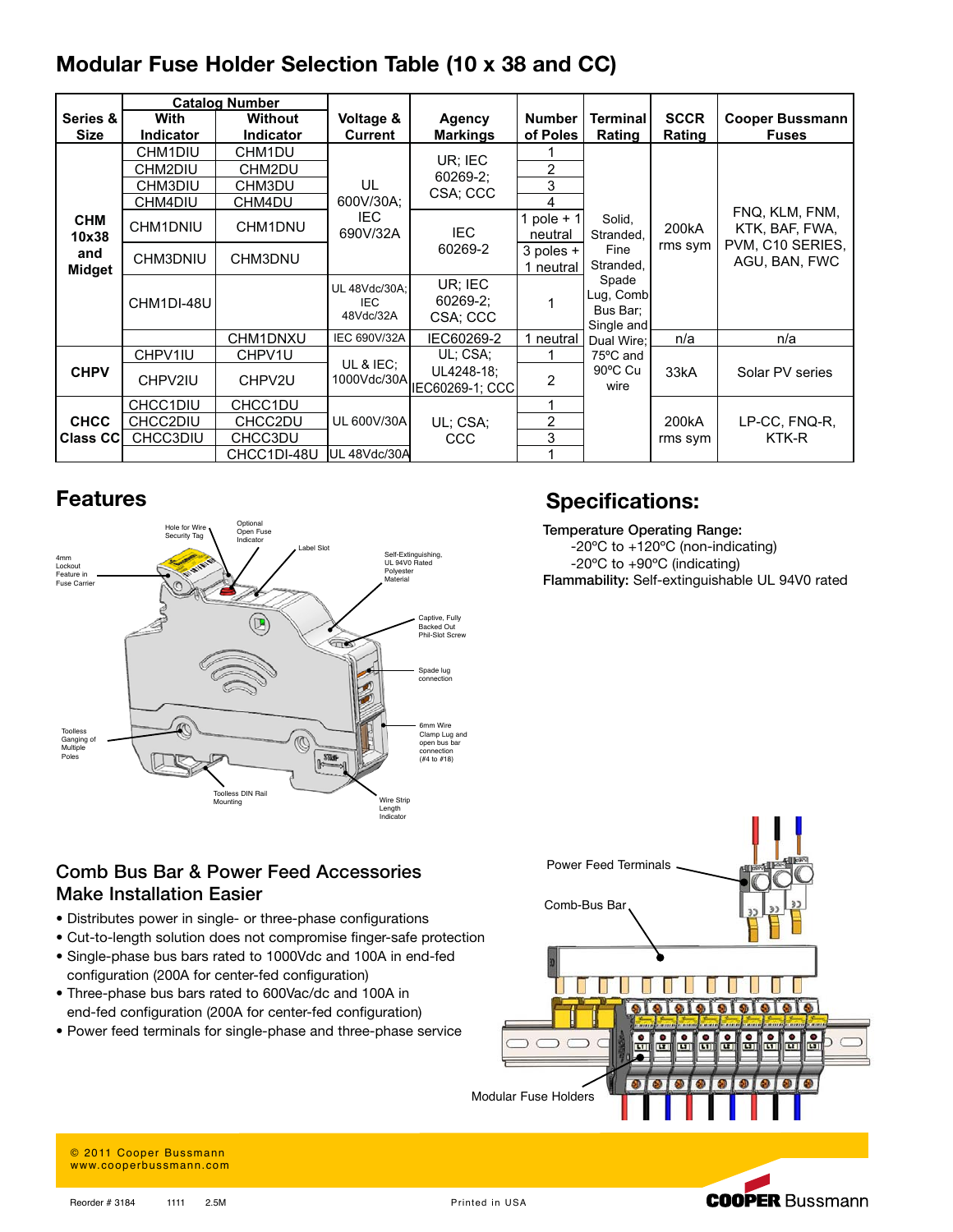# Modular Fuse Holder Selection Table (10 x 38 and CC)

| Series & Size | Catalog Number With Indicator | Catalog Number Without Indicator | Voltage & Current | Agency Markings | Number of Poles | Terminal Rating | SCCR Rating | Cooper Bussmann Fuses |
|---|---|---|---|---|---|---|---|---|
| CHM 10x38 and Midget | CHM1DIU | CHM1DU | UL 600V/30A; IEC 690V/32A | UR; IEC 60269-2; CSA; CCC | 1 | Solid, Stranded, Fine Stranded, Spade Lug, Comb Bus Bar; Single and Dual Wire; 75ºC and 90ºC Cu wire | 200kA rms sym | FNQ, KLM, FNM, KTK, BAF, FWA, PVM, C10 SERIES, AGU, BAN, FWC |
| | CHM2DIU | CHM2DU | | | 2 | | | |
| | CHM3DIU | CHM3DU | | | 3 | | | |
| | CHM4DIU | CHM4DU | | | 4 | | | |
| | CHM1DNIU | CHM1DNU | | IEC 60269-2 | 1 pole + 1 neutral | | | |
| | CHM3DNIU | CHM3DNU | | | 3 poles + 1 neutral | | | |
| | CHM1DI-48U | | UL 48Vdc/30A; IEC 48Vdc/32A | UR; IEC 60269-2; CSA; CCC | 1 | | | |
| | | CHM1DNXU | IEC 690V/32A | IEC60269-2 | 1 neutral | | n/a | n/a |
| CHPV | CHPV1IU | CHPV1U | UL & IEC; 1000Vdc/30A | UL; CSA; UL4248-18; IEC60269-1; CCC | 1 | | 33kA | Solar PV series |
| | CHPV2IU | CHPV2U | | | 2 | | | |
| CHCC Class CC | CHCC1DIU | CHCC1DU | UL 600V/30A | UL; CSA; CCC | 1 | | 200kA rms sym | LP-CC, FNQ-R, KTK-R |
| | CHCC2DIU | CHCC2DU | | | 2 | | | |
| | CHCC3DIU | CHCC3DU | | | 3 | | | |
| | | CHCC1DI-48U | UL 48Vdc/30A | | 1 | | | |

## Features

Hole for Wire Security Tag

Optional Open Fuse Indicator

Label Slot

4mm Lockout Feature in Fuse Carrier

Self-Extinguishing, UL 94V0 Rated Polyester Material

Captive, Fully Backed Out Phil-Slot Screw

Spade lug connection

6mm Wire Clamp Lug and open bus bar connection (#4 to #18)

Toolless Ganging of Multiple Poles

Toolless DIN Rail Mounting

Wire Strip Length Indicator

## Specifications:

**Temperature Operating Range:**
-20ºC to +120ºC (non-indicating)
-20ºC to +90ºC (indicating)

**Flammability:** Self-extinguishable UL 94V0 rated

## Comb Bus Bar & Power Feed Accessories Make Installation Easier

- Distributes power in single- or three-phase configurations
- Cut-to-length solution does not compromise finger-safe protection
- Single-phase bus bars rated to 1000Vdc and 100A in end-fed configuration (200A for center-fed configuration)
- Three-phase bus bars rated to 600Vac/dc and 100A in end-fed configuration (200A for center-fed configuration)
- Power feed terminals for single-phase and three-phase service

Power Feed Terminals

Comb-Bus Bar

Modular Fuse Holders

© 2011 Cooper Bussmann
www.cooperbussmann.com

Reorder # 3184 1111 2.5M

Printed in USA

COOPER Bussmann